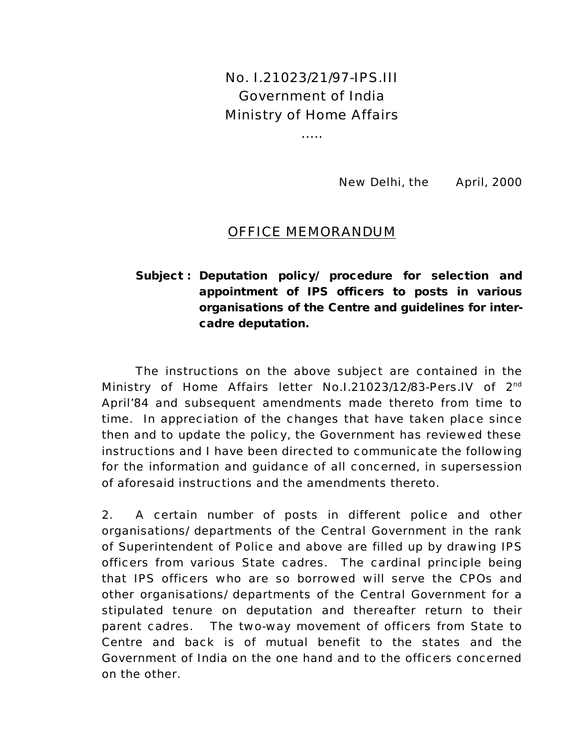No. I.21023/21/97-IPS.III
Government of India
Ministry of Home Affairs
.....

New Delhi, the April, 2000

## OFFICE MEMORANDUM

**Subject : Deputation policy/ procedure for selection and appointment of IPS officers to posts in various organisations of the Centre and guidelines for inter-cadre deputation.**

The instructions on the above subject are contained in the Ministry of Home Affairs letter No.I.21023/12/83-Pers.IV of 2nd April'84 and subsequent amendments made thereto from time to time. In appreciation of the changes that have taken place since then and to update the policy, the Government has reviewed these instructions and I have been directed to communicate the following for the information and guidance of all concerned, in supersession of aforesaid instructions and the amendments thereto.

2. A certain number of posts in different police and other organisations/ departments of the Central Government in the rank of Superintendent of Police and above are filled up by drawing IPS officers from various State cadres. The cardinal principle being that IPS officers who are so borrowed will serve the CPOs and other organisations/ departments of the Central Government for a stipulated tenure on deputation and thereafter return to their parent cadres. The two-way movement of officers from State to Centre and back is of mutual benefit to the states and the Government of India on the one hand and to the officers concerned on the other.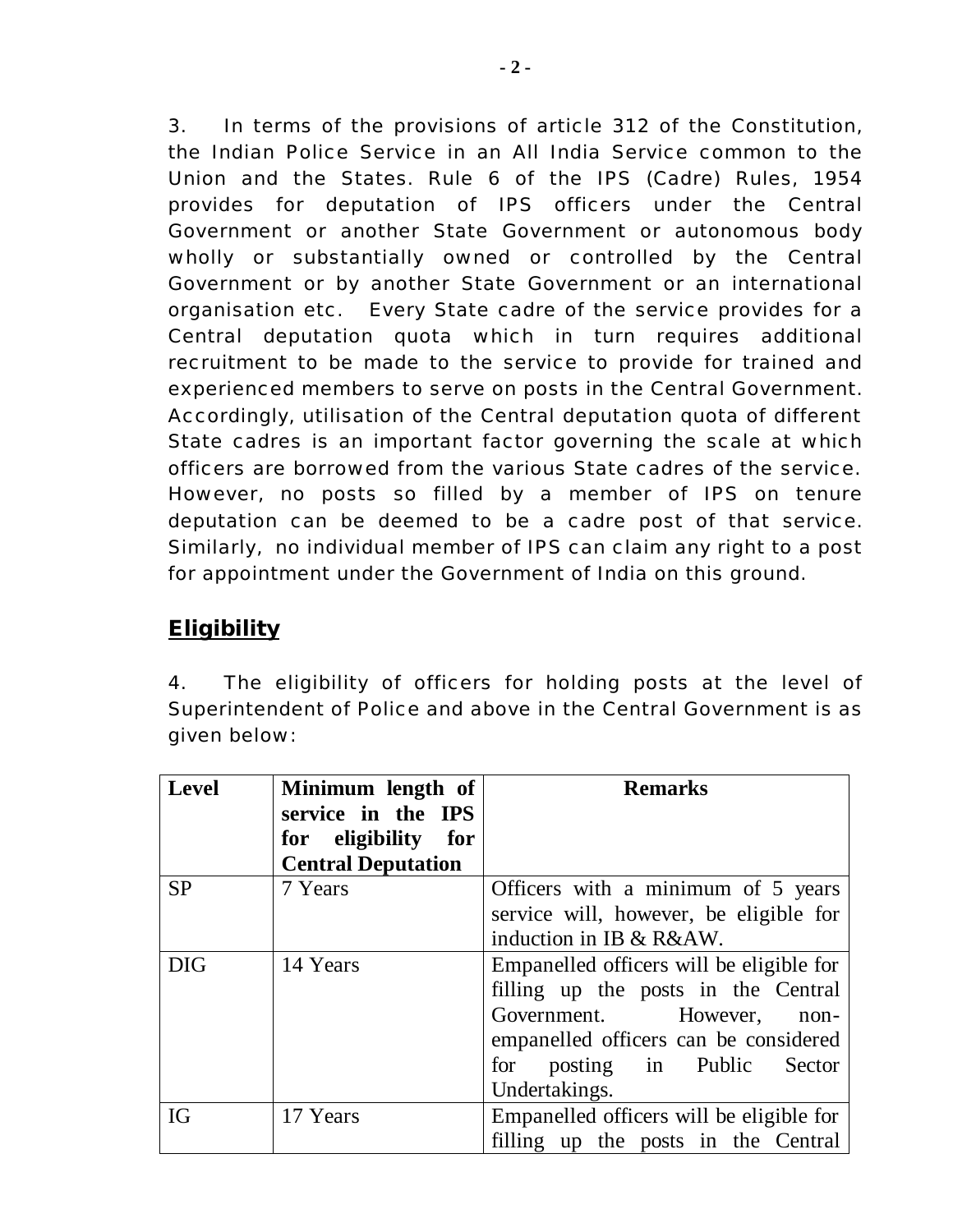3. In terms of the provisions of article 312 of the Constitution, the Indian Police Service in an All India Service common to the Union and the States. Rule 6 of the IPS (Cadre) Rules, 1954 provides for deputation of IPS officers under the Central Government or another State Government or autonomous body wholly or substantially owned or controlled by the Central Government or by another State Government or an international organisation etc. Every State cadre of the service provides for a Central deputation quota which in turn requires additional recruitment to be made to the service to provide for trained and experienced members to serve on posts in the Central Government. Accordingly, utilisation of the Central deputation quota of different State cadres is an important factor governing the scale at which officers are borrowed from the various State cadres of the service. However, no posts so filled by a member of IPS on tenure deputation can be deemed to be a cadre post of that service. Similarly, no individual member of IPS can claim any right to a post for appointment under the Government of India on this ground.

## Eligibility

4. The eligibility of officers for holding posts at the level of Superintendent of Police and above in the Central Government is as given below:

| Level | Minimum length of service in the IPS for eligibility for Central Deputation | Remarks |
|---|---|---|
| SP | 7 Years | Officers with a minimum of 5 years service will, however, be eligible for induction in IB & R&AW. |
| DIG | 14 Years | Empanelled officers will be eligible for filling up the posts in the Central Government. However, non-empanelled officers can be considered for posting in Public Sector Undertakings. |
| IG | 17 Years | Empanelled officers will be eligible for filling up the posts in the Central |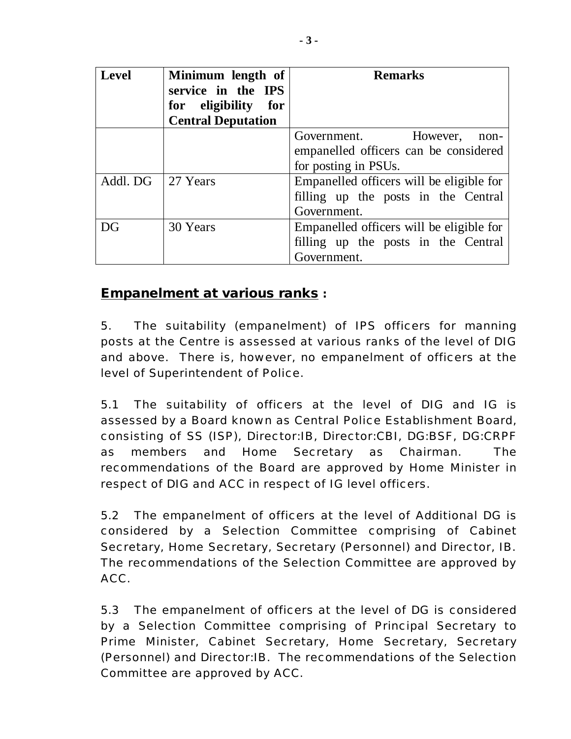| Level | Minimum length of service in the IPS for eligibility for Central Deputation | Remarks |
|---|---|---|
| | | Government. However, non-empanelled officers can be considered for posting in PSUs. |
| Addl. DG | 27 Years | Empanelled officers will be eligible for filling up the posts in the Central Government. |
| DG | 30 Years | Empanelled officers will be eligible for filling up the posts in the Central Government. |

## Empanelment at various ranks :

5. The suitability (empanelment) of IPS officers for manning posts at the Centre is assessed at various ranks of the level of DIG and above. There is, however, no empanelment of officers at the level of Superintendent of Police.

5.1 The suitability of officers at the level of DIG and IG is assessed by a Board known as Central Police Establishment Board, consisting of SS (ISP), Director:IB, Director:CBI, DG:BSF, DG:CRPF as members and Home Secretary as Chairman. The recommendations of the Board are approved by Home Minister in respect of DIG and ACC in respect of IG level officers.

5.2 The empanelment of officers at the level of Additional DG is considered by a Selection Committee comprising of Cabinet Secretary, Home Secretary, Secretary (Personnel) and Director, IB. The recommendations of the Selection Committee are approved by ACC.

5.3 The empanelment of officers at the level of DG is considered by a Selection Committee comprising of Principal Secretary to Prime Minister, Cabinet Secretary, Home Secretary, Secretary (Personnel) and Director:IB. The recommendations of the Selection Committee are approved by ACC.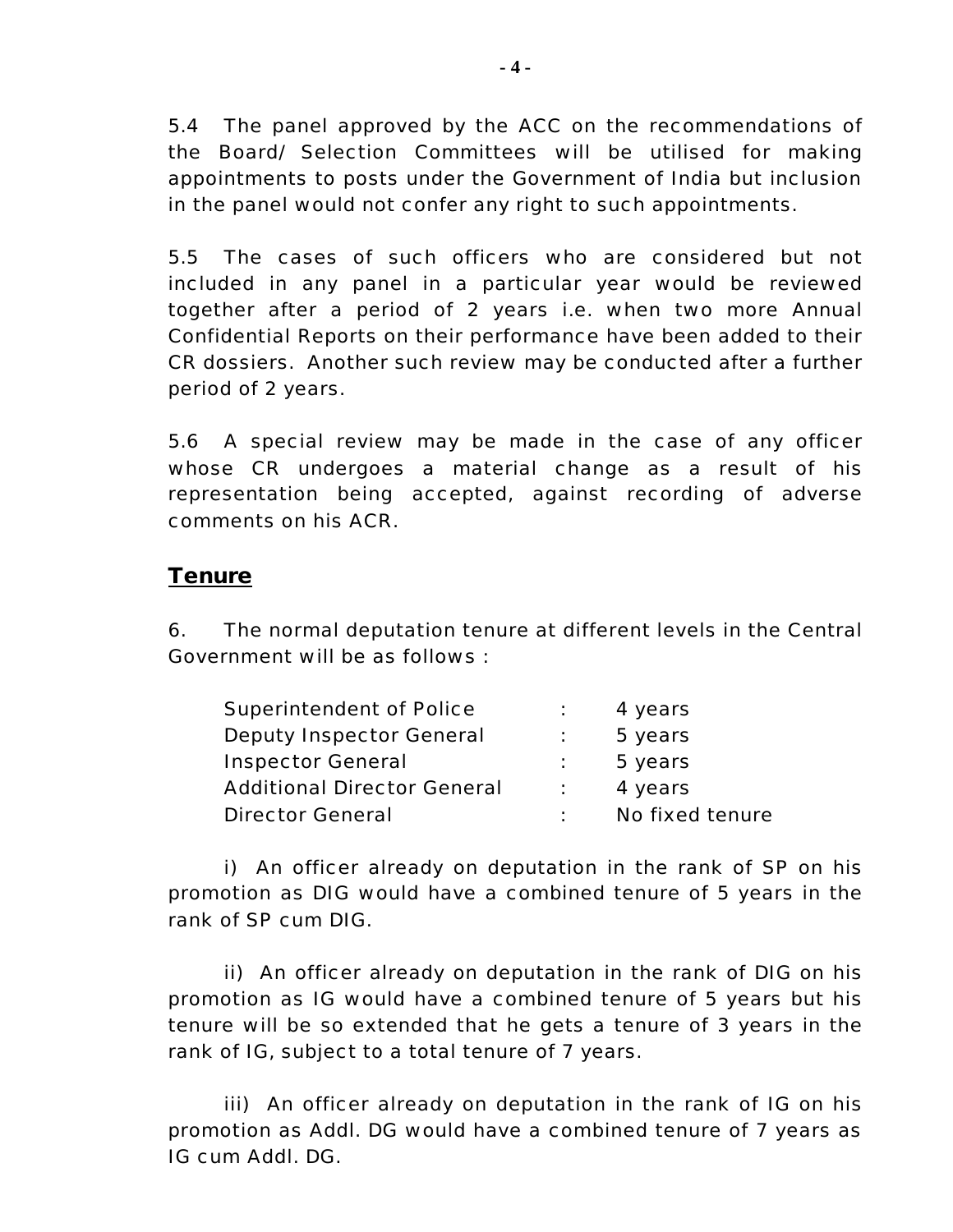5.4 The panel approved by the ACC on the recommendations of the Board/ Selection Committees will be utilised for making appointments to posts under the Government of India but inclusion in the panel would not confer any right to such appointments.

5.5 The cases of such officers who are considered but not included in any panel in a particular year would be reviewed together after a period of 2 years i.e. when two more Annual Confidential Reports on their performance have been added to their CR dossiers. Another such review may be conducted after a further period of 2 years.

5.6 A special review may be made in the case of any officer whose CR undergoes a material change as a result of his representation being accepted, against recording of adverse comments on his ACR.

## **Tenure**

6. The normal deputation tenure at different levels in the Central Government will be as follows :

| | | |
|---|---|---|
| Superintendent of Police | : | 4 years |
| Deputy Inspector General | : | 5 years |
| Inspector General | : | 5 years |
| Additional Director General | : | 4 years |
| Director General | : | No fixed tenure |

i) An officer already on deputation in the rank of SP on his promotion as DIG would have a combined tenure of 5 years in the rank of SP cum DIG.

ii) An officer already on deputation in the rank of DIG on his promotion as IG would have a combined tenure of 5 years but his tenure will be so extended that he gets a tenure of 3 years in the rank of IG, subject to a total tenure of 7 years.

iii) An officer already on deputation in the rank of IG on his promotion as Addl. DG would have a combined tenure of 7 years as IG cum Addl. DG.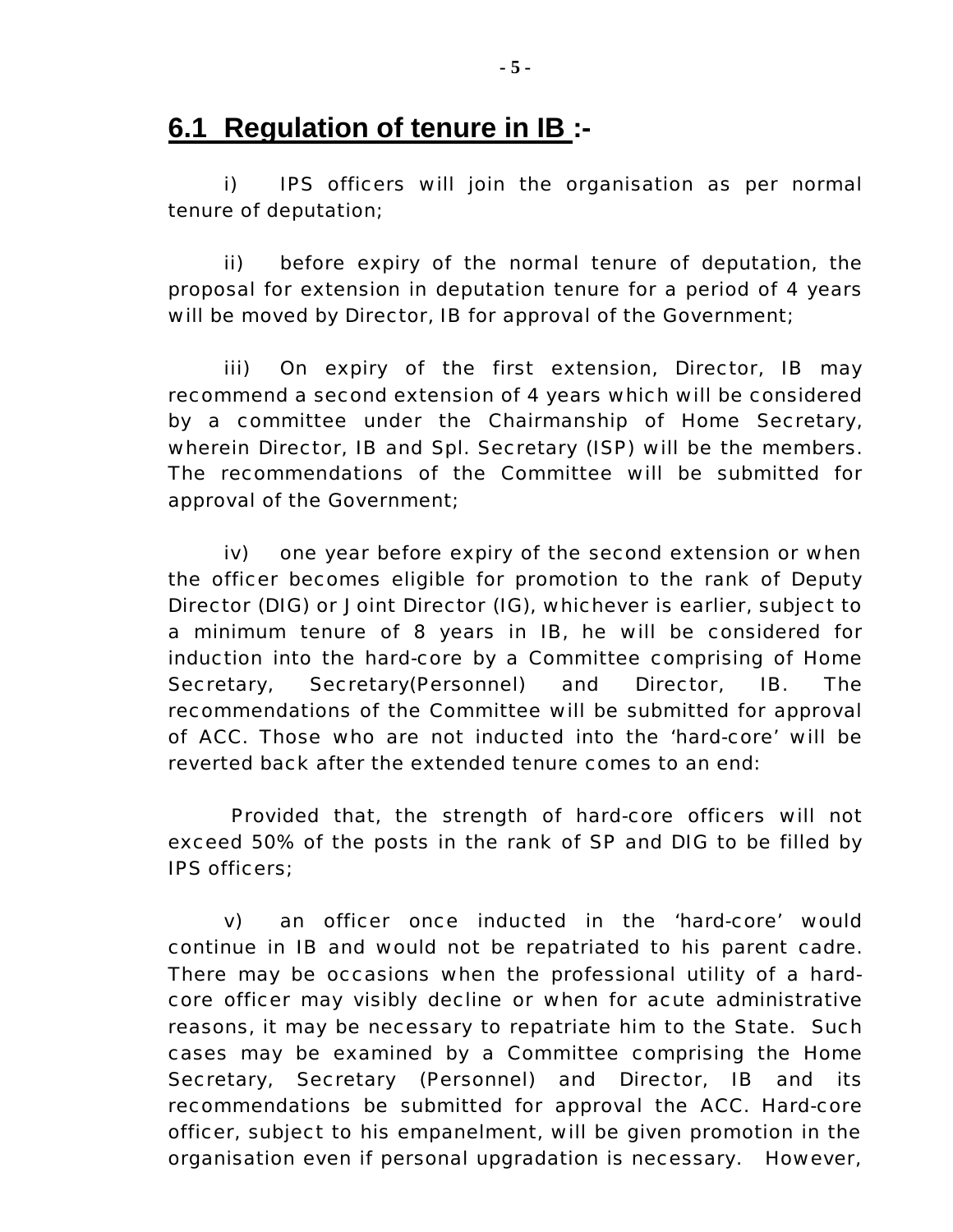## 6.1 Regulation of tenure in IB :-

i) IPS officers will join the organisation as per normal tenure of deputation;

ii) before expiry of the normal tenure of deputation, the proposal for extension in deputation tenure for a period of 4 years will be moved by Director, IB for approval of the Government;

iii) On expiry of the first extension, Director, IB may recommend a second extension of 4 years which will be considered by a committee under the Chairmanship of Home Secretary, wherein Director, IB and Spl. Secretary (ISP) will be the members. The recommendations of the Committee will be submitted for approval of the Government;

iv) one year before expiry of the second extension or when the officer becomes eligible for promotion to the rank of Deputy Director (DIG) or Joint Director (IG), whichever is earlier, subject to a minimum tenure of 8 years in IB, he will be considered for induction into the hard-core by a Committee comprising of Home Secretary, Secretary(Personnel) and Director, IB. The recommendations of the Committee will be submitted for approval of ACC. Those who are not inducted into the 'hard-core' will be reverted back after the extended tenure comes to an end:

Provided that, the strength of hard-core officers will not exceed 50% of the posts in the rank of SP and DIG to be filled by IPS officers;

v) an officer once inducted in the 'hard-core' would continue in IB and would not be repatriated to his parent cadre. There may be occasions when the professional utility of a hard-core officer may visibly decline or when for acute administrative reasons, it may be necessary to repatriate him to the State. Such cases may be examined by a Committee comprising the Home Secretary, Secretary (Personnel) and Director, IB and its recommendations be submitted for approval the ACC. Hard-core officer, subject to his empanelment, will be given promotion in the organisation even if personal upgradation is necessary. However,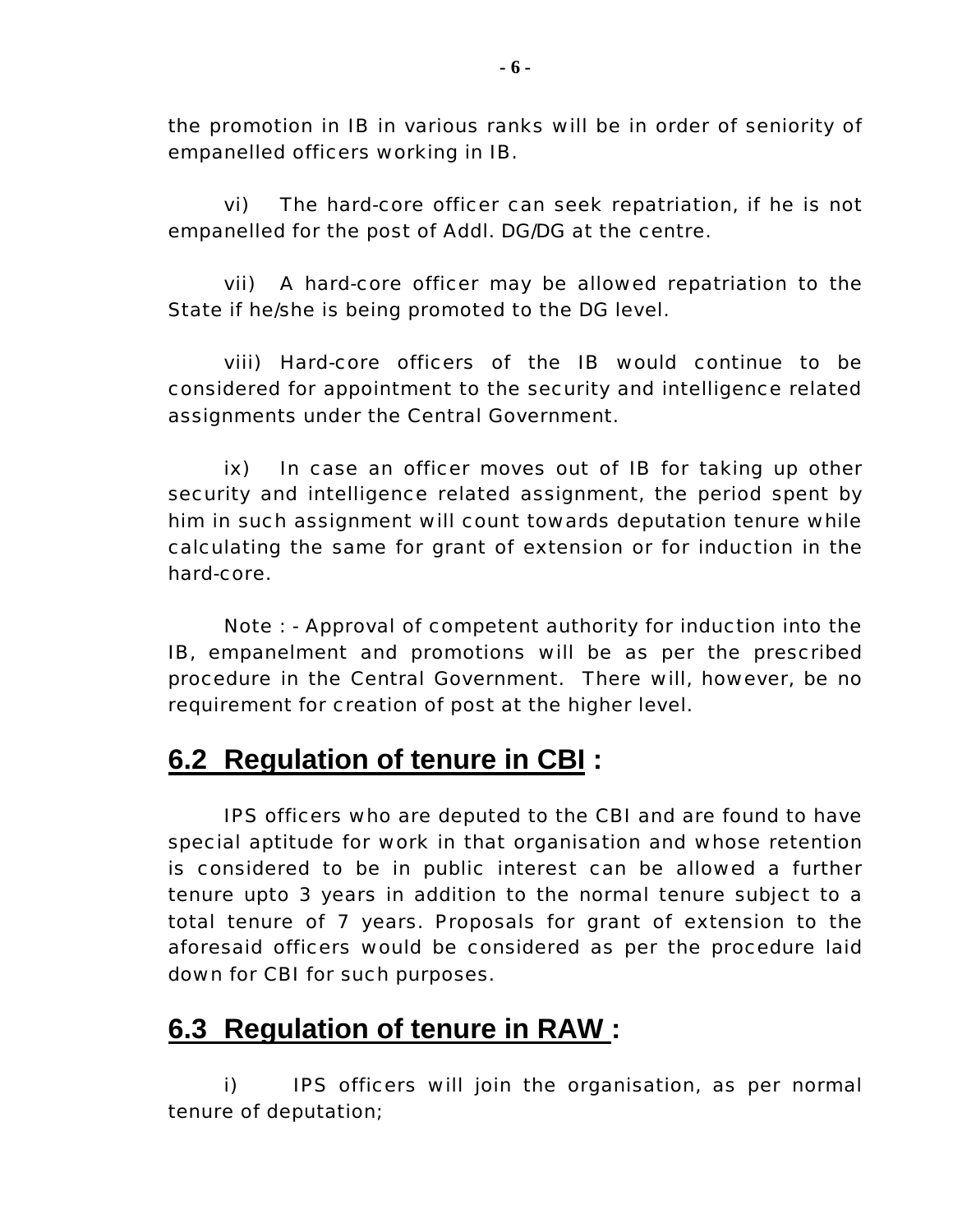the promotion in IB in various ranks will be in order of seniority of empanelled officers working in IB.

vi) The hard-core officer can seek repatriation, if he is not empanelled for the post of Addl. DG/DG at the centre.

vii) A hard-core officer may be allowed repatriation to the State if he/she is being promoted to the DG level.

viii) Hard-core officers of the IB would continue to be considered for appointment to the security and intelligence related assignments under the Central Government.

ix) In case an officer moves out of IB for taking up other security and intelligence related assignment, the period spent by him in such assignment will count towards deputation tenure while calculating the same for grant of extension or for induction in the hard-core.

Note : - Approval of competent authority for induction into the IB, empanelment and promotions will be as per the prescribed procedure in the Central Government. There will, however, be no requirement for creation of post at the higher level.

## 6.2 Regulation of tenure in CBI :

IPS officers who are deputed to the CBI and are found to have special aptitude for work in that organisation and whose retention is considered to be in public interest can be allowed a further tenure upto 3 years in addition to the normal tenure subject to a total tenure of 7 years. Proposals for grant of extension to the aforesaid officers would be considered as per the procedure laid down for CBI for such purposes.

## 6.3 Regulation of tenure in RAW :

i) IPS officers will join the organisation, as per normal tenure of deputation;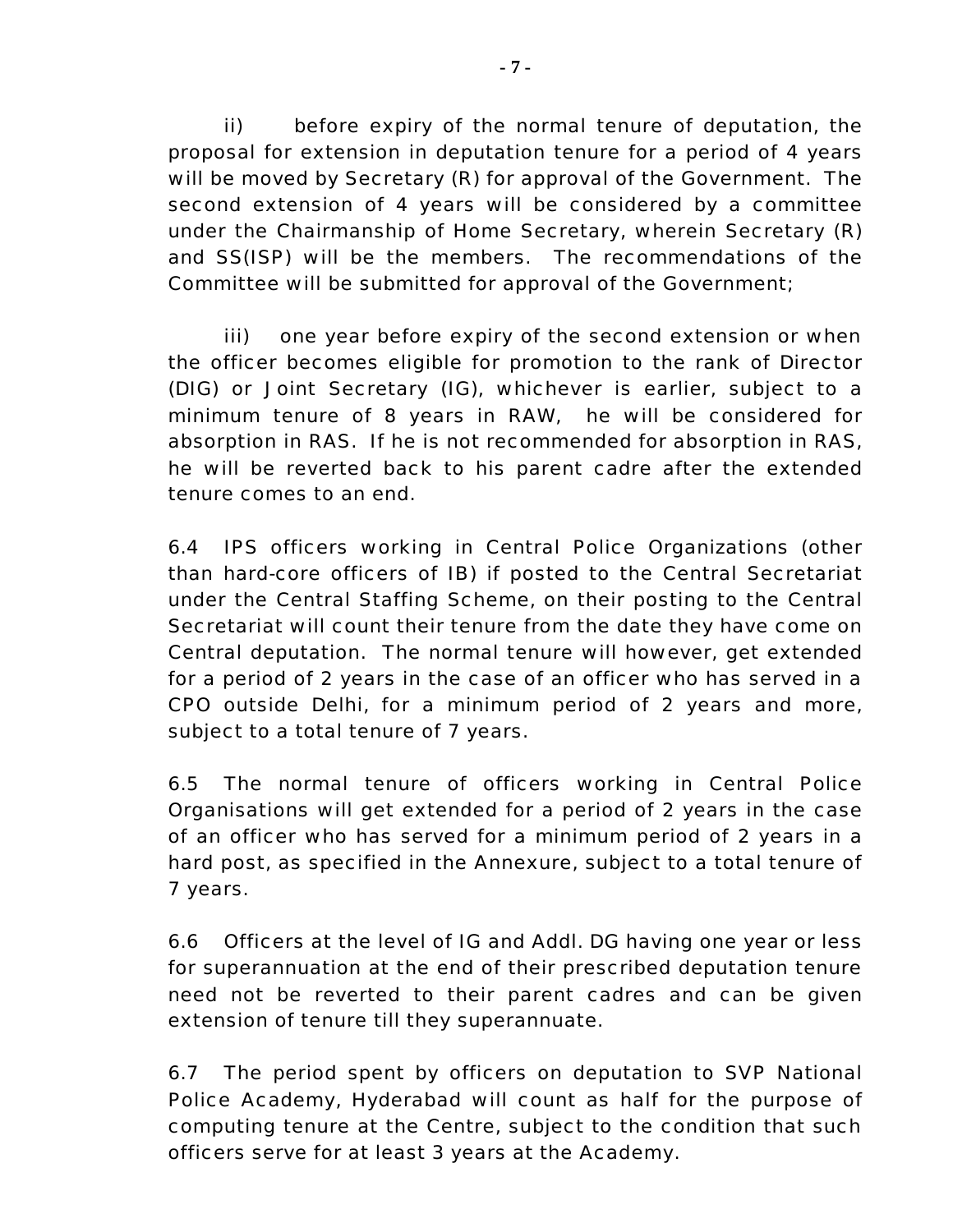ii) before expiry of the normal tenure of deputation, the proposal for extension in deputation tenure for a period of 4 years will be moved by Secretary (R) for approval of the Government. The second extension of 4 years will be considered by a committee under the Chairmanship of Home Secretary, wherein Secretary (R) and SS(ISP) will be the members. The recommendations of the Committee will be submitted for approval of the Government;

iii) one year before expiry of the second extension or when the officer becomes eligible for promotion to the rank of Director (DIG) or Joint Secretary (IG), whichever is earlier, subject to a minimum tenure of 8 years in RAW, he will be considered for absorption in RAS. If he is not recommended for absorption in RAS, he will be reverted back to his parent cadre after the extended tenure comes to an end.

6.4 IPS officers working in Central Police Organizations (other than hard-core officers of IB) if posted to the Central Secretariat under the Central Staffing Scheme, on their posting to the Central Secretariat will count their tenure from the date they have come on Central deputation. The normal tenure will however, get extended for a period of 2 years in the case of an officer who has served in a CPO outside Delhi, for a minimum period of 2 years and more, subject to a total tenure of 7 years.

6.5 The normal tenure of officers working in Central Police Organisations will get extended for a period of 2 years in the case of an officer who has served for a minimum period of 2 years in a hard post, as specified in the Annexure, subject to a total tenure of 7 years.

6.6 Officers at the level of IG and Addl. DG having one year or less for superannuation at the end of their prescribed deputation tenure need not be reverted to their parent cadres and can be given extension of tenure till they superannuate.

6.7 The period spent by officers on deputation to SVP National Police Academy, Hyderabad will count as half for the purpose of computing tenure at the Centre, subject to the condition that such officers serve for at least 3 years at the Academy.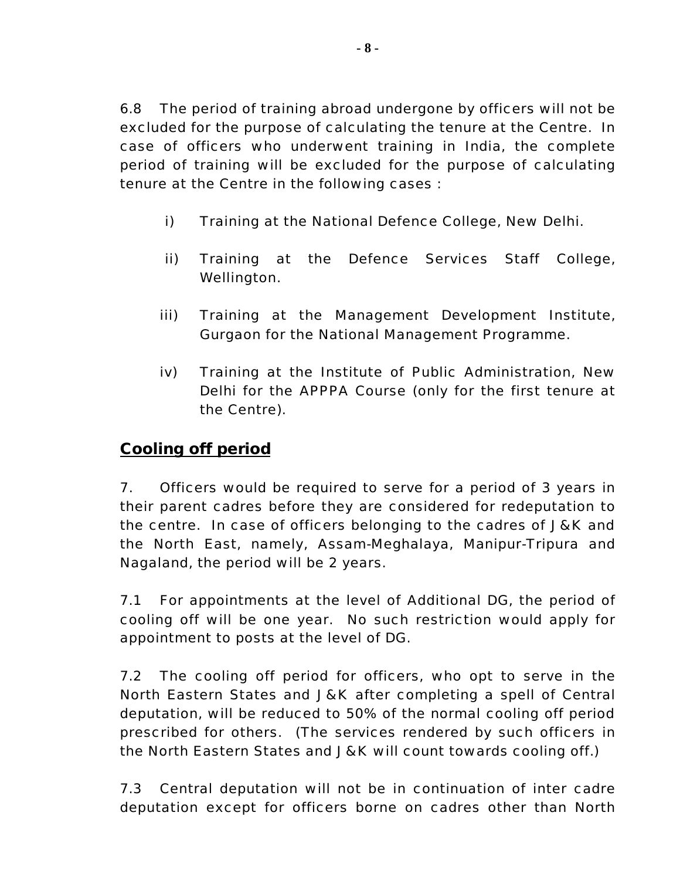6.8 The period of training abroad undergone by officers will not be excluded for the purpose of calculating the tenure at the Centre. In case of officers who underwent training in India, the complete period of training will be excluded for the purpose of calculating tenure at the Centre in the following cases :

i) Training at the National Defence College, New Delhi.

ii) Training at the Defence Services Staff College, Wellington.

iii) Training at the Management Development Institute, Gurgaon for the National Management Programme.

iv) Training at the Institute of Public Administration, New Delhi for the APPPA Course (only for the first tenure at the Centre).

## **Cooling off period**

7. Officers would be required to serve for a period of 3 years in their parent cadres before they are considered for redeputation to the centre. In case of officers belonging to the cadres of J&K and the North East, namely, Assam-Meghalaya, Manipur-Tripura and Nagaland, the period will be 2 years.

7.1 For appointments at the level of Additional DG, the period of cooling off will be one year. No such restriction would apply for appointment to posts at the level of DG.

7.2 The cooling off period for officers, who opt to serve in the North Eastern States and J&K after completing a spell of Central deputation, will be reduced to 50% of the normal cooling off period prescribed for others. (The services rendered by such officers in the North Eastern States and J&K will count towards cooling off.)

7.3 Central deputation will not be in continuation of inter cadre deputation except for officers borne on cadres other than North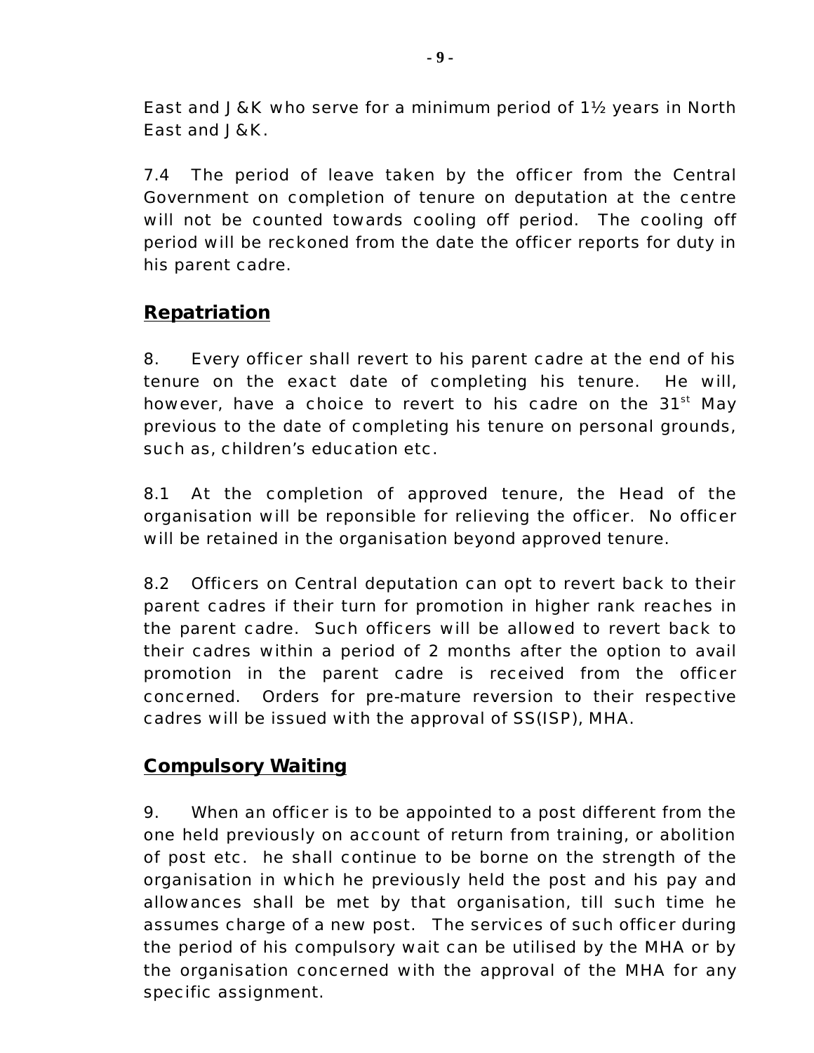East and J&K who serve for a minimum period of 1½ years in North East and J&K.

7.4 The period of leave taken by the officer from the Central Government on completion of tenure on deputation at the centre will not be counted towards cooling off period. The cooling off period will be reckoned from the date the officer reports for duty in his parent cadre.

## **Repatriation**

8. Every officer shall revert to his parent cadre at the end of his tenure on the exact date of completing his tenure. He will, however, have a choice to revert to his cadre on the 31st May previous to the date of completing his tenure on personal grounds, such as, children's education etc.

8.1 At the completion of approved tenure, the Head of the organisation will be reponsible for relieving the officer. No officer will be retained in the organisation beyond approved tenure.

8.2 Officers on Central deputation can opt to revert back to their parent cadres if their turn for promotion in higher rank reaches in the parent cadre. Such officers will be allowed to revert back to their cadres within a period of 2 months after the option to avail promotion in the parent cadre is received from the officer concerned. Orders for pre-mature reversion to their respective cadres will be issued with the approval of SS(ISP), MHA.

## **Compulsory Waiting**

9. When an officer is to be appointed to a post different from the one held previously on account of return from training, or abolition of post etc. he shall continue to be borne on the strength of the organisation in which he previously held the post and his pay and allowances shall be met by that organisation, till such time he assumes charge of a new post. The services of such officer during the period of his compulsory wait can be utilised by the MHA or by the organisation concerned with the approval of the MHA for any specific assignment.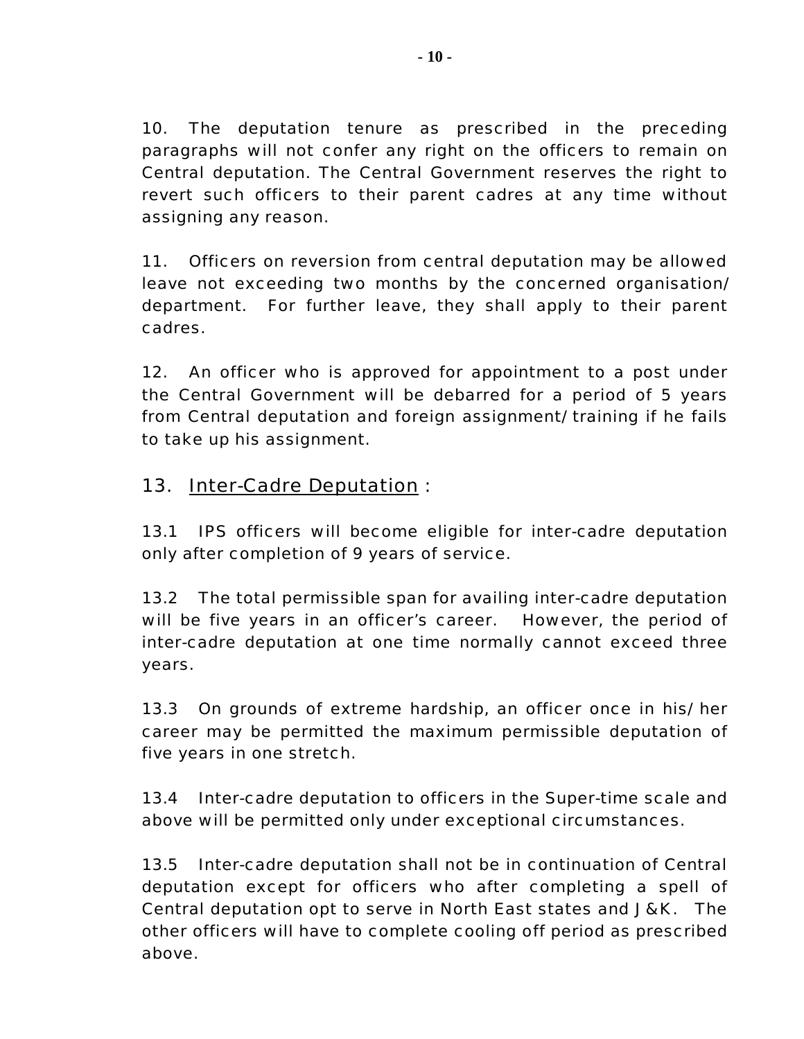10. The deputation tenure as prescribed in the preceding paragraphs will not confer any right on the officers to remain on Central deputation. The Central Government reserves the right to revert such officers to their parent cadres at any time without assigning any reason.

11. Officers on reversion from central deputation may be allowed leave not exceeding two months by the concerned organisation/ department. For further leave, they shall apply to their parent cadres.

12. An officer who is approved for appointment to a post under the Central Government will be debarred for a period of 5 years from Central deputation and foreign assignment/training if he fails to take up his assignment.

13. <u>Inter-Cadre Deputation</u> :

13.1 IPS officers will become eligible for inter-cadre deputation only after completion of 9 years of service.

13.2 The total permissible span for availing inter-cadre deputation will be five years in an officer's career. However, the period of inter-cadre deputation at one time normally cannot exceed three years.

13.3 On grounds of extreme hardship, an officer once in his/her career may be permitted the maximum permissible deputation of five years in one stretch.

13.4 Inter-cadre deputation to officers in the Super-time scale and above will be permitted only under exceptional circumstances.

13.5 Inter-cadre deputation shall not be in continuation of Central deputation except for officers who after completing a spell of Central deputation opt to serve in North East states and J&K. The other officers will have to complete cooling off period as prescribed above.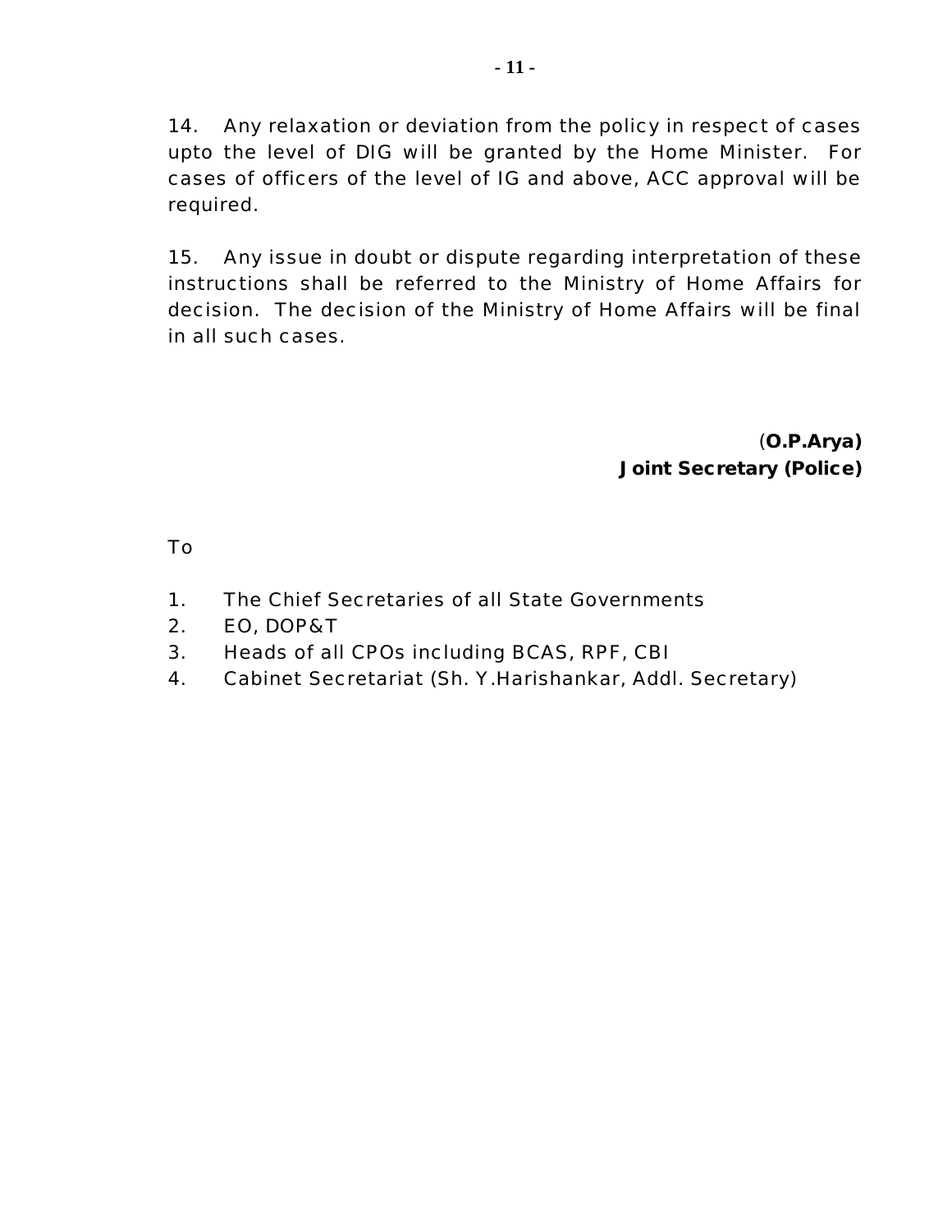14. Any relaxation or deviation from the policy in respect of cases upto the level of DIG will be granted by the Home Minister. For cases of officers of the level of IG and above, ACC approval will be required.

15. Any issue in doubt or dispute regarding interpretation of these instructions shall be referred to the Ministry of Home Affairs for decision. The decision of the Ministry of Home Affairs will be final in all such cases.

**(O.P.Arya)**
**Joint Secretary (Police)**

To

1. The Chief Secretaries of all State Governments
2. EO, DOP&T
3. Heads of all CPOs including BCAS, RPF, CBI
4. Cabinet Secretariat (Sh. Y.Harishankar, Addl. Secretary)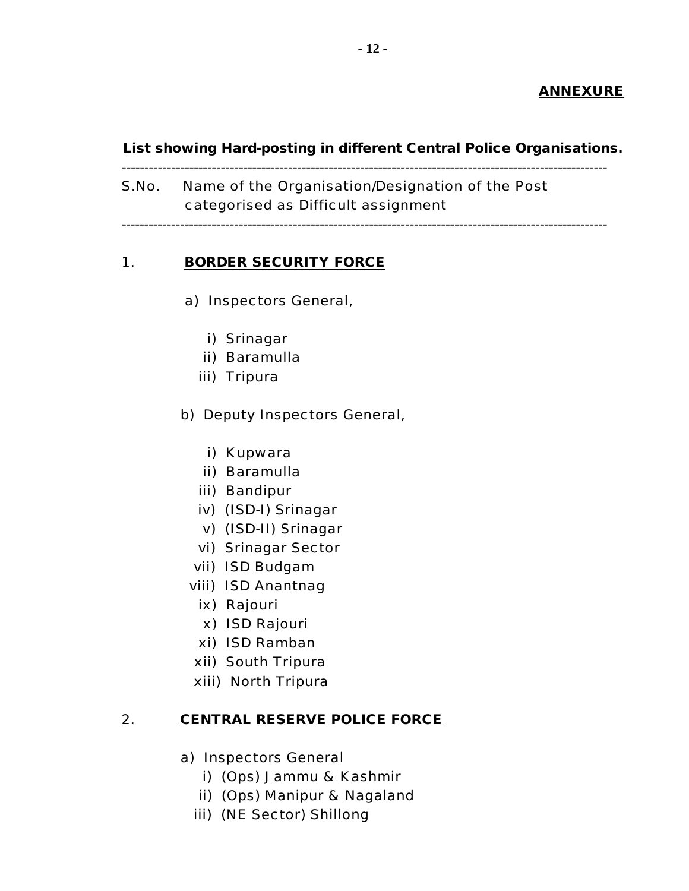**ANNEXURE**

**List showing Hard-posting in different Central Police Organisations.**

---

S.No. Name of the Organisation/Designation of the Post categorised as Difficult assignment

---

1. **BORDER SECURITY FORCE**

   a) Inspectors General,

      i) Srinagar
      ii) Baramulla
      iii) Tripura

   b) Deputy Inspectors General,

      i) Kupwara
      ii) Baramulla
      iii) Bandipur
      iv) (ISD-I) Srinagar
      v) (ISD-II) Srinagar
      vi) Srinagar Sector
      vii) ISD Budgam
      viii) ISD Anantnag
      ix) Rajouri
      x) ISD Rajouri
      xi) ISD Ramban
      xii) South Tripura
      xiii) North Tripura

2. **CENTRAL RESERVE POLICE FORCE**

   a) Inspectors General
      i) (Ops) Jammu & Kashmir
      ii) (Ops) Manipur & Nagaland
      iii) (NE Sector) Shillong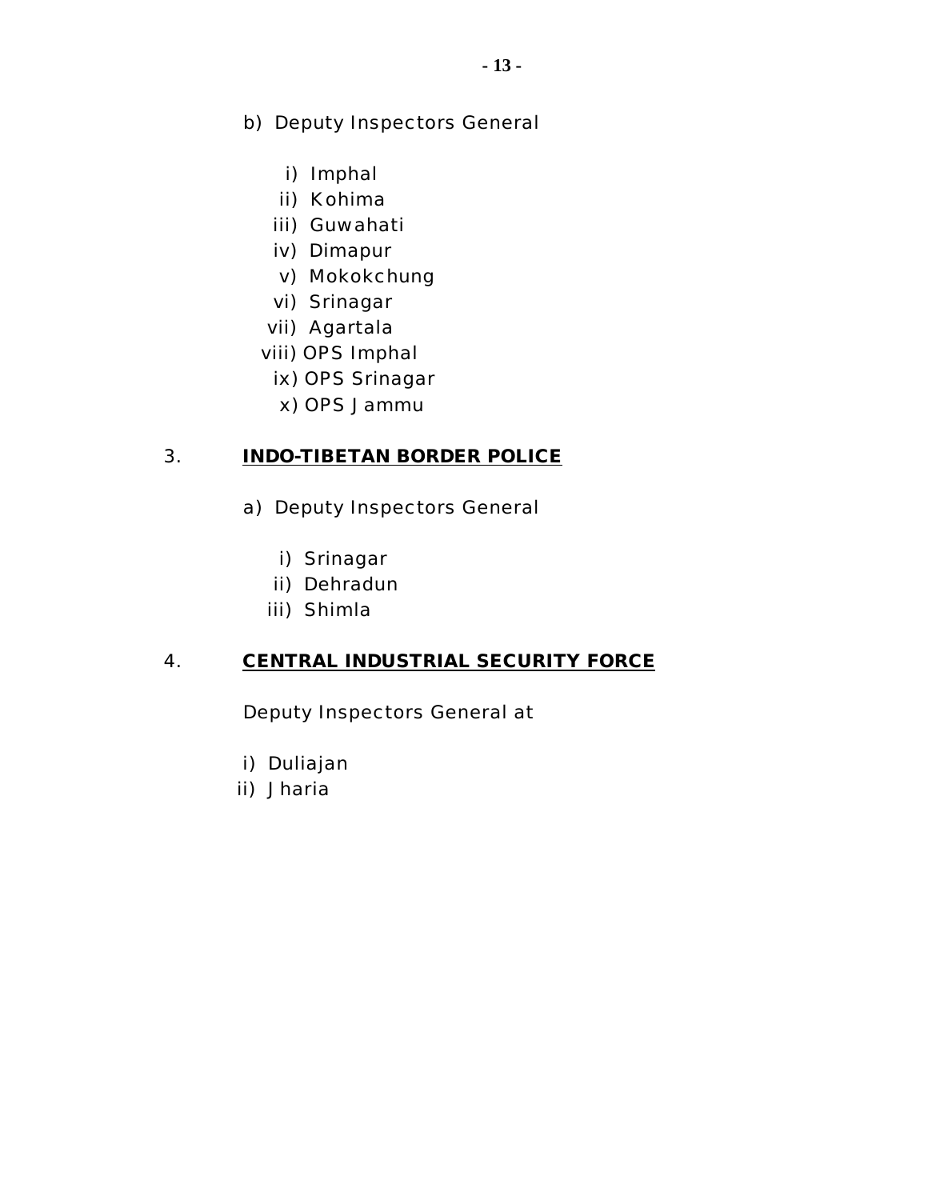b) Deputy Inspectors General

i) Imphal
ii) Kohima
iii) Guwahati
iv) Dimapur
v) Mokokchung
vi) Srinagar
vii) Agartala
viii) OPS Imphal
ix) OPS Srinagar
x) OPS Jammu

3. **INDO-TIBETAN BORDER POLICE**

a) Deputy Inspectors General

i) Srinagar
ii) Dehradun
iii) Shimla

4. **CENTRAL INDUSTRIAL SECURITY FORCE**

Deputy Inspectors General at

i) Duliajan
ii) Jharia